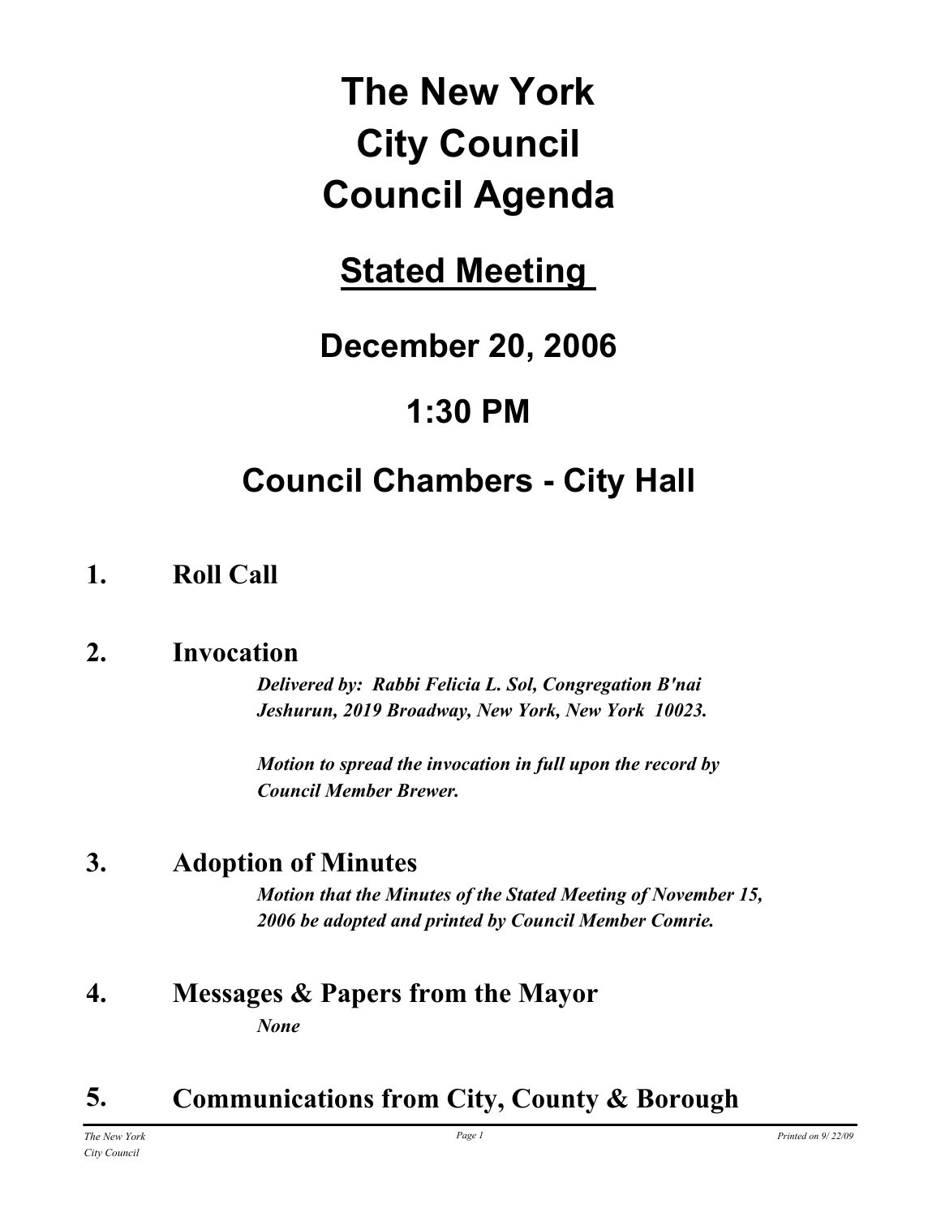# The New York City Council Council Agenda

## Stated Meeting

## December 20, 2006

## 1:30 PM

## Council Chambers - City Hall

### 1. Roll Call

### 2. Invocation

***Delivered by: Rabbi Felicia L. Sol, Congregation B'nai Jeshurun, 2019 Broadway, New York, New York 10023.***

***Motion to spread the invocation in full upon the record by Council Member Brewer.***

### 3. Adoption of Minutes

***Motion that the Minutes of the Stated Meeting of November 15, 2006 be adopted and printed by Council Member Comrie.***

### 4. Messages & Papers from the Mayor

***None***

### 5. Communications from City, County & Borough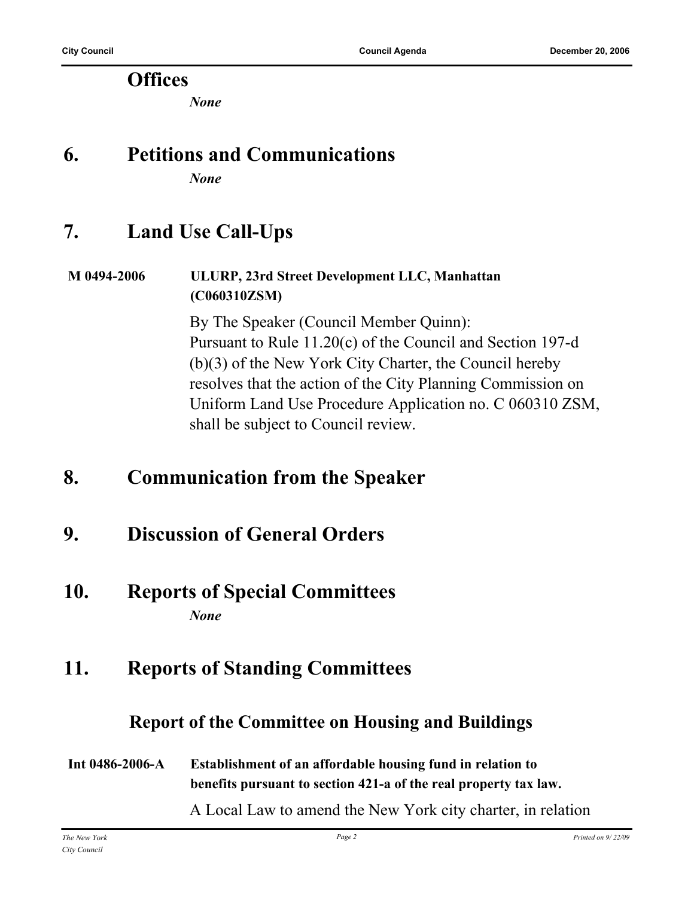## Offices

*None*

## 6. Petitions and Communications

*None*

## 7. Land Use Call-Ups

**M 0494-2006** **ULURP, 23rd Street Development LLC, Manhattan (C060310ZSM)**

By The Speaker (Council Member Quinn):
Pursuant to Rule 11.20(c) of the Council and Section 197-d (b)(3) of the New York City Charter, the Council hereby resolves that the action of the City Planning Commission on Uniform Land Use Procedure Application no. C 060310 ZSM, shall be subject to Council review.

## 8. Communication from the Speaker

## 9. Discussion of General Orders

## 10. Reports of Special Committees

*None*

## 11. Reports of Standing Committees

### Report of the Committee on Housing and Buildings

**Int 0486-2006-A** **Establishment of an affordable housing fund in relation to benefits pursuant to section 421-a of the real property tax law.**

A Local Law to amend the New York city charter, in relation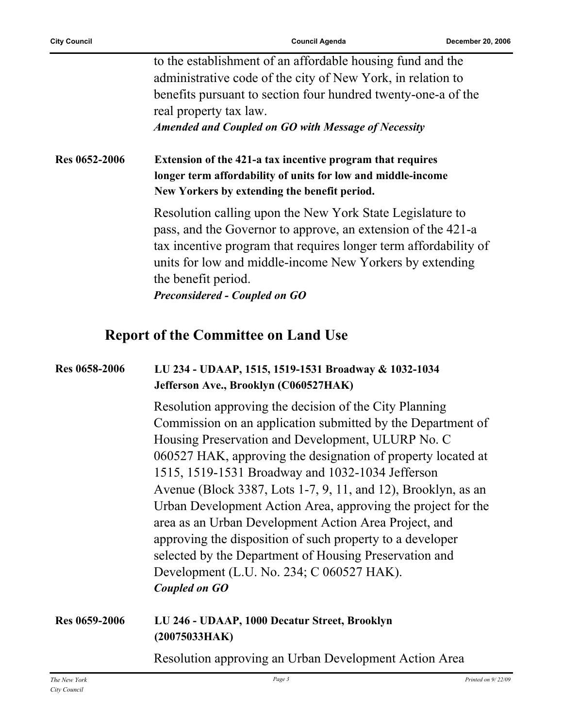to the establishment of an affordable housing fund and the administrative code of the city of New York, in relation to benefits pursuant to section four hundred twenty-one-a of the real property tax law.

***Amended and Coupled on GO with Message of Necessity***

**Res 0652-2006** **Extension of the 421-a tax incentive program that requires longer term affordability of units for low and middle-income New Yorkers by extending the benefit period.**

Resolution calling upon the New York State Legislature to pass, and the Governor to approve, an extension of the 421-a tax incentive program that requires longer term affordability of units for low and middle-income New Yorkers by extending the benefit period.

***Preconsidered - Coupled on GO***

## Report of the Committee on Land Use

**Res 0658-2006** **LU 234 - UDAAP, 1515, 1519-1531 Broadway & 1032-1034 Jefferson Ave., Brooklyn (C060527HAK)**

Resolution approving the decision of the City Planning Commission on an application submitted by the Department of Housing Preservation and Development, ULURP No. C 060527 HAK, approving the designation of property located at 1515, 1519-1531 Broadway and 1032-1034 Jefferson Avenue (Block 3387, Lots 1-7, 9, 11, and 12), Brooklyn, as an Urban Development Action Area, approving the project for the area as an Urban Development Action Area Project, and approving the disposition of such property to a developer selected by the Department of Housing Preservation and Development (L.U. No. 234; C 060527 HAK).

***Coupled on GO***

**Res 0659-2006** **LU 246 - UDAAP, 1000 Decatur Street, Brooklyn (20075033HAK)**

Resolution approving an Urban Development Action Area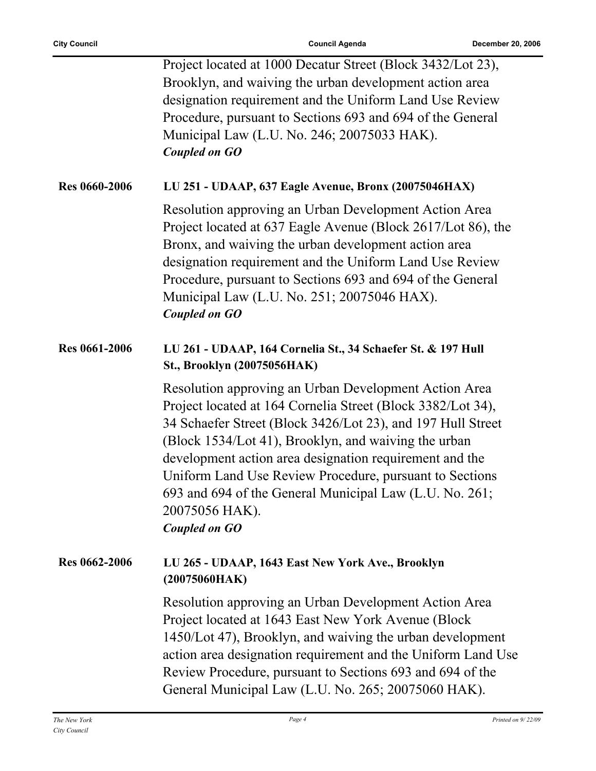Project located at 1000 Decatur Street (Block 3432/Lot 23), Brooklyn, and waiving the urban development action area designation requirement and the Uniform Land Use Review Procedure, pursuant to Sections 693 and 694 of the General Municipal Law (L.U. No. 246; 20075033 HAK).
***Coupled on GO***

**Res 0660-2006** **LU 251 - UDAAP, 637 Eagle Avenue, Bronx (20075046HAX)**

Resolution approving an Urban Development Action Area Project located at 637 Eagle Avenue (Block 2617/Lot 86), the Bronx, and waiving the urban development action area designation requirement and the Uniform Land Use Review Procedure, pursuant to Sections 693 and 694 of the General Municipal Law (L.U. No. 251; 20075046 HAX).
***Coupled on GO***

**Res 0661-2006** **LU 261 - UDAAP, 164 Cornelia St., 34 Schaefer St. & 197 Hull St., Brooklyn (20075056HAK)**

Resolution approving an Urban Development Action Area Project located at 164 Cornelia Street (Block 3382/Lot 34), 34 Schaefer Street (Block 3426/Lot 23), and 197 Hull Street (Block 1534/Lot 41), Brooklyn, and waiving the urban development action area designation requirement and the Uniform Land Use Review Procedure, pursuant to Sections 693 and 694 of the General Municipal Law (L.U. No. 261; 20075056 HAK).
***Coupled on GO***

**Res 0662-2006** **LU 265 - UDAAP, 1643 East New York Ave., Brooklyn (20075060HAK)**

Resolution approving an Urban Development Action Area Project located at 1643 East New York Avenue (Block 1450/Lot 47), Brooklyn, and waiving the urban development action area designation requirement and the Uniform Land Use Review Procedure, pursuant to Sections 693 and 694 of the General Municipal Law (L.U. No. 265; 20075060 HAK).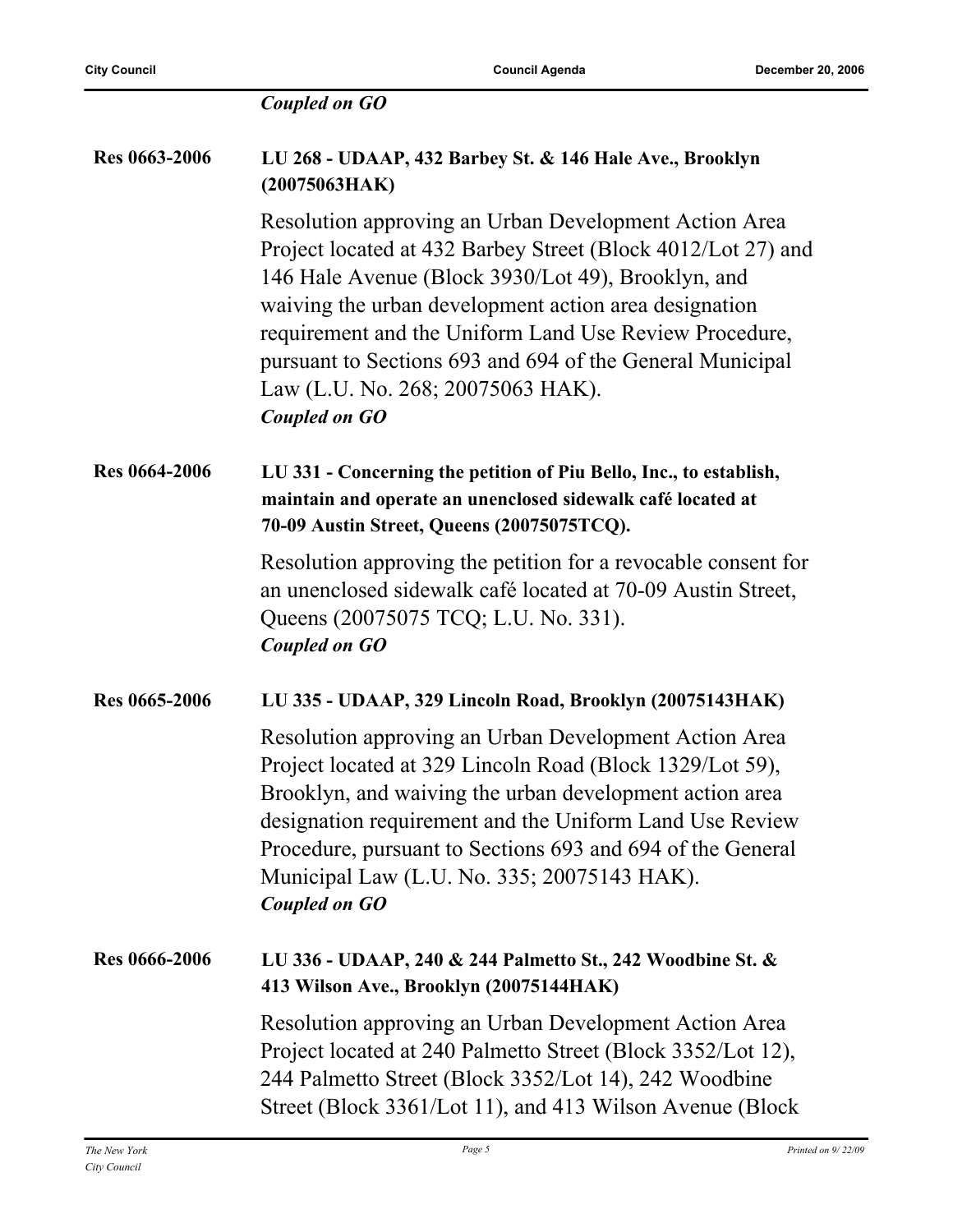*Coupled on GO*

**Res 0663-2006** **LU 268 - UDAAP, 432 Barbey St. & 146 Hale Ave., Brooklyn (20075063HAK)**

Resolution approving an Urban Development Action Area Project located at 432 Barbey Street (Block 4012/Lot 27) and 146 Hale Avenue (Block 3930/Lot 49), Brooklyn, and waiving the urban development action area designation requirement and the Uniform Land Use Review Procedure, pursuant to Sections 693 and 694 of the General Municipal Law (L.U. No. 268; 20075063 HAK).
*Coupled on GO*

**Res 0664-2006** **LU 331 - Concerning the petition of Piu Bello, Inc., to establish, maintain and operate an unenclosed sidewalk café located at 70-09 Austin Street, Queens (20075075TCQ).**

Resolution approving the petition for a revocable consent for an unenclosed sidewalk café located at 70-09 Austin Street, Queens (20075075 TCQ; L.U. No. 331).
*Coupled on GO*

**Res 0665-2006** **LU 335 - UDAAP, 329 Lincoln Road, Brooklyn (20075143HAK)**

Resolution approving an Urban Development Action Area Project located at 329 Lincoln Road (Block 1329/Lot 59), Brooklyn, and waiving the urban development action area designation requirement and the Uniform Land Use Review Procedure, pursuant to Sections 693 and 694 of the General Municipal Law (L.U. No. 335; 20075143 HAK).
*Coupled on GO*

**Res 0666-2006** **LU 336 - UDAAP, 240 & 244 Palmetto St., 242 Woodbine St. & 413 Wilson Ave., Brooklyn (20075144HAK)**

Resolution approving an Urban Development Action Area Project located at 240 Palmetto Street (Block 3352/Lot 12), 244 Palmetto Street (Block 3352/Lot 14), 242 Woodbine Street (Block 3361/Lot 11), and 413 Wilson Avenue (Block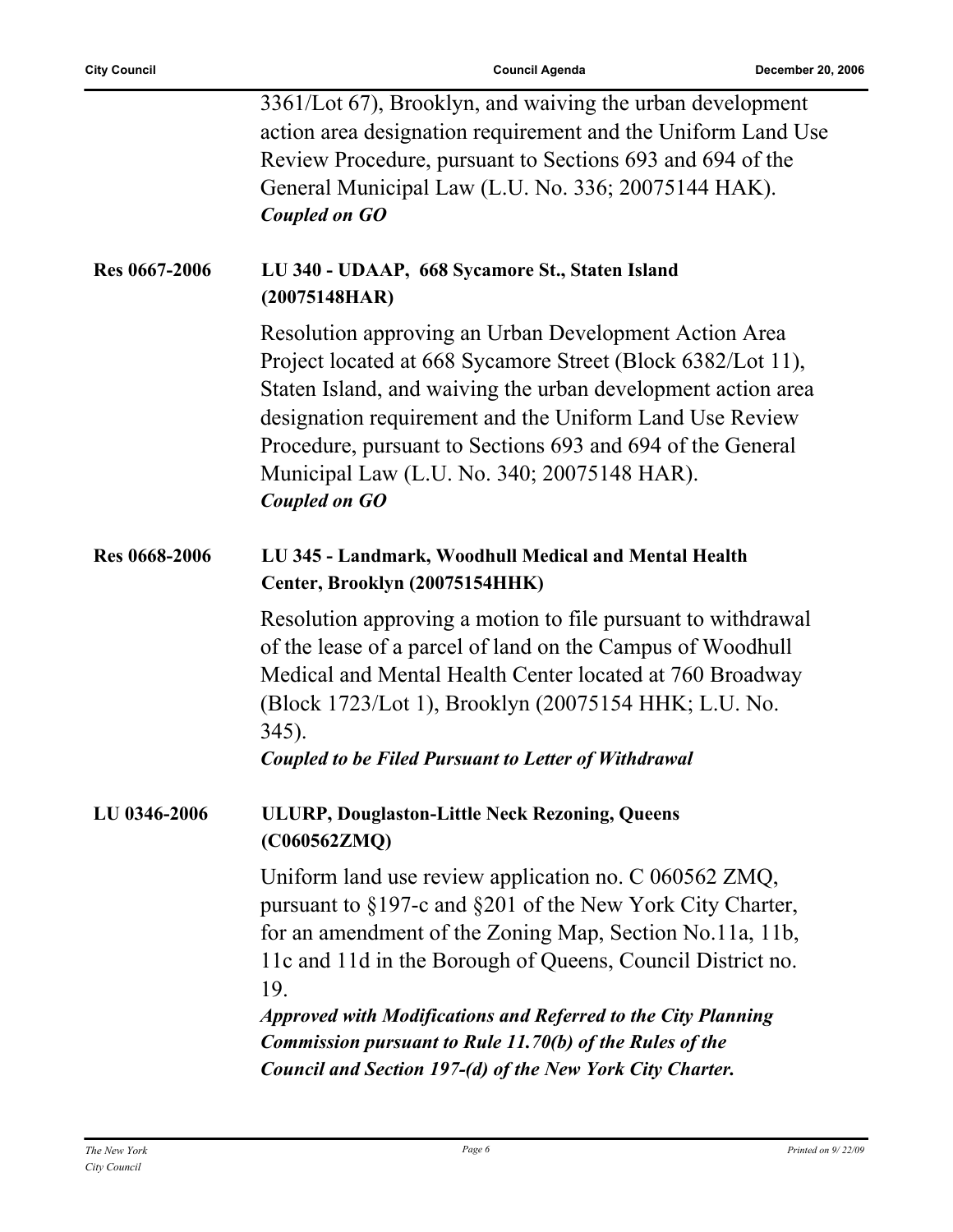3361/Lot 67), Brooklyn, and waiving the urban development action area designation requirement and the Uniform Land Use Review Procedure, pursuant to Sections 693 and 694 of the General Municipal Law (L.U. No. 336; 20075144 HAK).
***Coupled on GO***

**Res 0667-2006** **LU 340 - UDAAP, 668 Sycamore St., Staten Island (20075148HAR)**

Resolution approving an Urban Development Action Area Project located at 668 Sycamore Street (Block 6382/Lot 11), Staten Island, and waiving the urban development action area designation requirement and the Uniform Land Use Review Procedure, pursuant to Sections 693 and 694 of the General Municipal Law (L.U. No. 340; 20075148 HAR).
***Coupled on GO***

**Res 0668-2006** **LU 345 - Landmark, Woodhull Medical and Mental Health Center, Brooklyn (20075154HHK)**

Resolution approving a motion to file pursuant to withdrawal of the lease of a parcel of land on the Campus of Woodhull Medical and Mental Health Center located at 760 Broadway (Block 1723/Lot 1), Brooklyn (20075154 HHK; L.U. No. 345).
***Coupled to be Filed Pursuant to Letter of Withdrawal***

**LU 0346-2006** **ULURP, Douglaston-Little Neck Rezoning, Queens (C060562ZMQ)**

Uniform land use review application no. C 060562 ZMQ, pursuant to §197-c and §201 of the New York City Charter, for an amendment of the Zoning Map, Section No.11a, 11b, 11c and 11d in the Borough of Queens, Council District no. 19.
***Approved with Modifications and Referred to the City Planning Commission pursuant to Rule 11.70(b) of the Rules of the Council and Section 197-(d) of the New York City Charter.***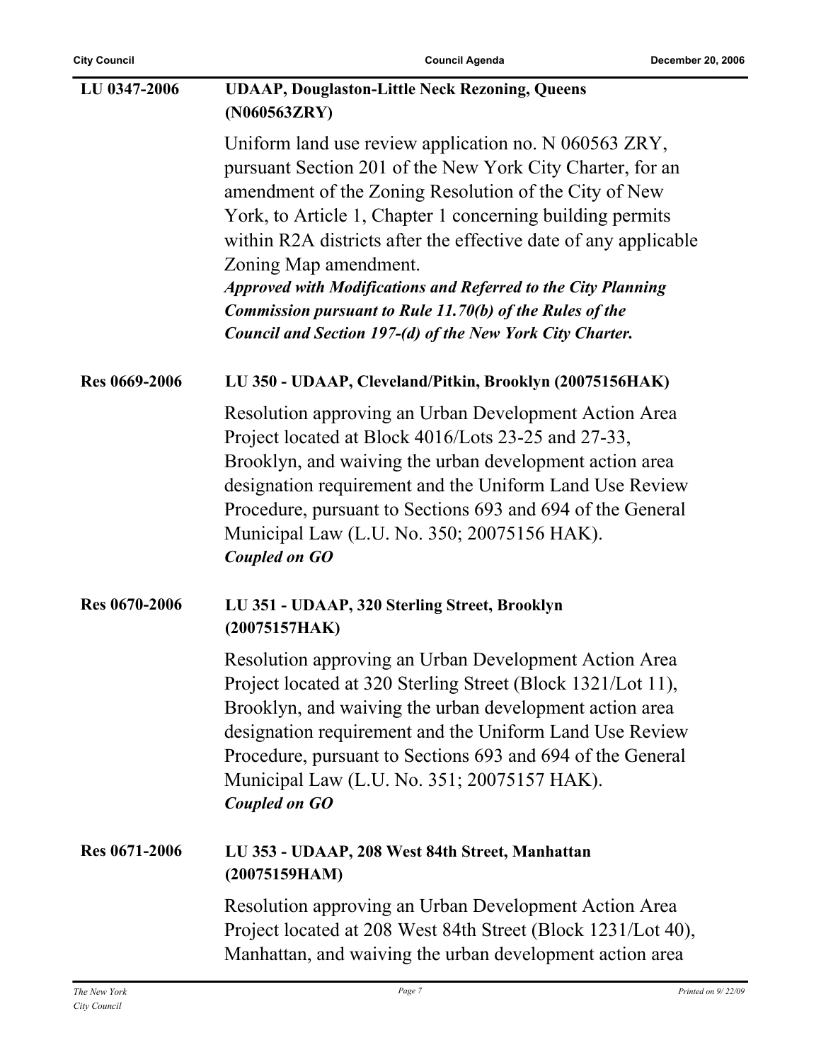**LU 0347-2006** **UDAAP, Douglaston-Little Neck Rezoning, Queens (N060563ZRY)**

Uniform land use review application no. N 060563 ZRY, pursuant Section 201 of the New York City Charter, for an amendment of the Zoning Resolution of the City of New York, to Article 1, Chapter 1 concerning building permits within R2A districts after the effective date of any applicable Zoning Map amendment.

***Approved with Modifications and Referred to the City Planning Commission pursuant to Rule 11.70(b) of the Rules of the Council and Section 197-(d) of the New York City Charter.***

**Res 0669-2006** **LU 350 - UDAAP, Cleveland/Pitkin, Brooklyn (20075156HAK)**

Resolution approving an Urban Development Action Area Project located at Block 4016/Lots 23-25 and 27-33, Brooklyn, and waiving the urban development action area designation requirement and the Uniform Land Use Review Procedure, pursuant to Sections 693 and 694 of the General Municipal Law (L.U. No. 350; 20075156 HAK).

***Coupled on GO***

**Res 0670-2006** **LU 351 - UDAAP, 320 Sterling Street, Brooklyn (20075157HAK)**

Resolution approving an Urban Development Action Area Project located at 320 Sterling Street (Block 1321/Lot 11), Brooklyn, and waiving the urban development action area designation requirement and the Uniform Land Use Review Procedure, pursuant to Sections 693 and 694 of the General Municipal Law (L.U. No. 351; 20075157 HAK).

***Coupled on GO***

**Res 0671-2006** **LU 353 - UDAAP, 208 West 84th Street, Manhattan (20075159HAM)**

Resolution approving an Urban Development Action Area Project located at 208 West 84th Street (Block 1231/Lot 40), Manhattan, and waiving the urban development action area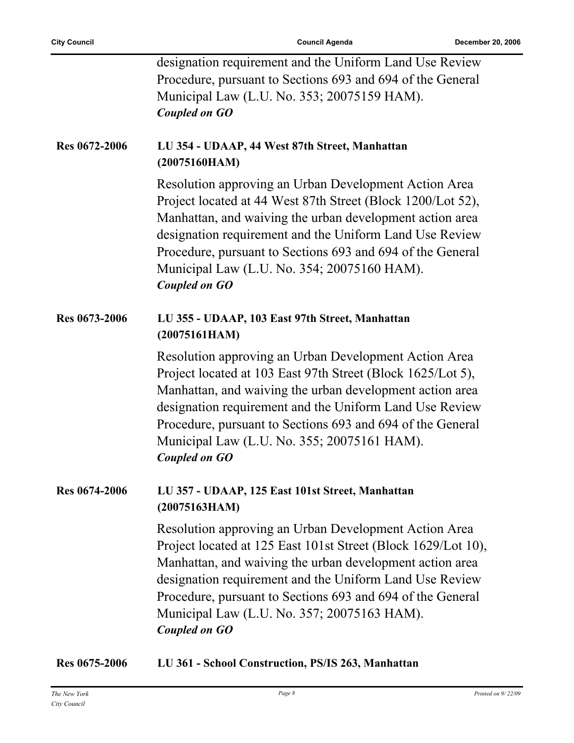designation requirement and the Uniform Land Use Review Procedure, pursuant to Sections 693 and 694 of the General Municipal Law (L.U. No. 353; 20075159 HAM).
***Coupled on GO***

**Res 0672-2006** **LU 354 - UDAAP, 44 West 87th Street, Manhattan (20075160HAM)**

Resolution approving an Urban Development Action Area Project located at 44 West 87th Street (Block 1200/Lot 52), Manhattan, and waiving the urban development action area designation requirement and the Uniform Land Use Review Procedure, pursuant to Sections 693 and 694 of the General Municipal Law (L.U. No. 354; 20075160 HAM).
***Coupled on GO***

**Res 0673-2006** **LU 355 - UDAAP, 103 East 97th Street, Manhattan (20075161HAM)**

Resolution approving an Urban Development Action Area Project located at 103 East 97th Street (Block 1625/Lot 5), Manhattan, and waiving the urban development action area designation requirement and the Uniform Land Use Review Procedure, pursuant to Sections 693 and 694 of the General Municipal Law (L.U. No. 355; 20075161 HAM).
***Coupled on GO***

**Res 0674-2006** **LU 357 - UDAAP, 125 East 101st Street, Manhattan (20075163HAM)**

Resolution approving an Urban Development Action Area Project located at 125 East 101st Street (Block 1629/Lot 10), Manhattan, and waiving the urban development action area designation requirement and the Uniform Land Use Review Procedure, pursuant to Sections 693 and 694 of the General Municipal Law (L.U. No. 357; 20075163 HAM).
***Coupled on GO***

**Res 0675-2006** **LU 361 - School Construction, PS/IS 263, Manhattan**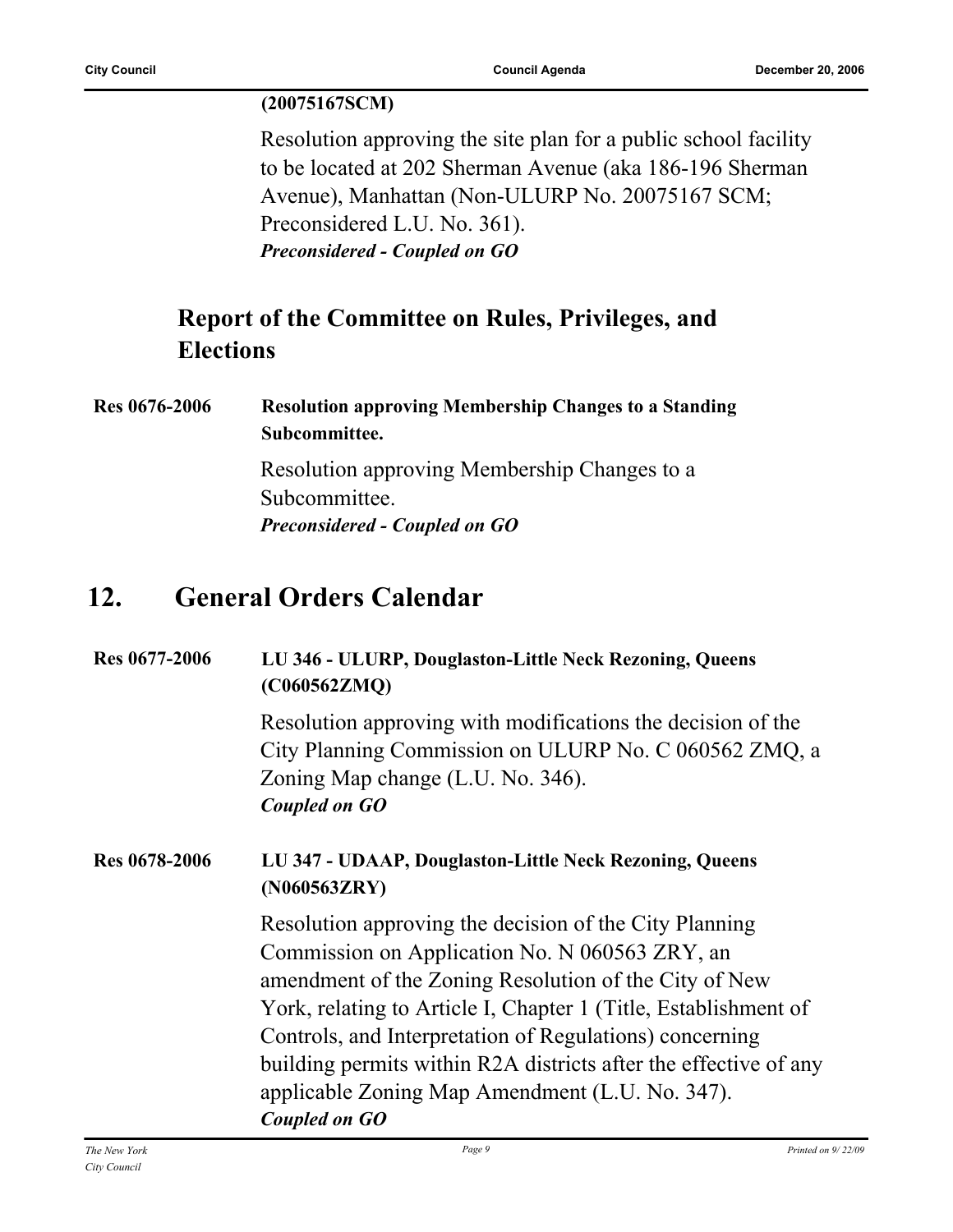**(20075167SCM)**

Resolution approving the site plan for a public school facility to be located at 202 Sherman Avenue (aka 186-196 Sherman Avenue), Manhattan (Non-ULURP No. 20075167 SCM; Preconsidered L.U. No. 361).
***Preconsidered - Coupled on GO***

### Report of the Committee on Rules, Privileges, and Elections

**Res 0676-2006** **Resolution approving Membership Changes to a Standing Subcommittee.**

Resolution approving Membership Changes to a Subcommittee.
***Preconsidered - Coupled on GO***

## 12. General Orders Calendar

**Res 0677-2006** **LU 346 - ULURP, Douglaston-Little Neck Rezoning, Queens (C060562ZMQ)**

Resolution approving with modifications the decision of the City Planning Commission on ULURP No. C 060562 ZMQ, a Zoning Map change (L.U. No. 346).
***Coupled on GO***

**Res 0678-2006** **LU 347 - UDAAP, Douglaston-Little Neck Rezoning, Queens (N060563ZRY)**

Resolution approving the decision of the City Planning Commission on Application No. N 060563 ZRY, an amendment of the Zoning Resolution of the City of New York, relating to Article I, Chapter 1 (Title, Establishment of Controls, and Interpretation of Regulations) concerning building permits within R2A districts after the effective of any applicable Zoning Map Amendment (L.U. No. 347).
***Coupled on GO***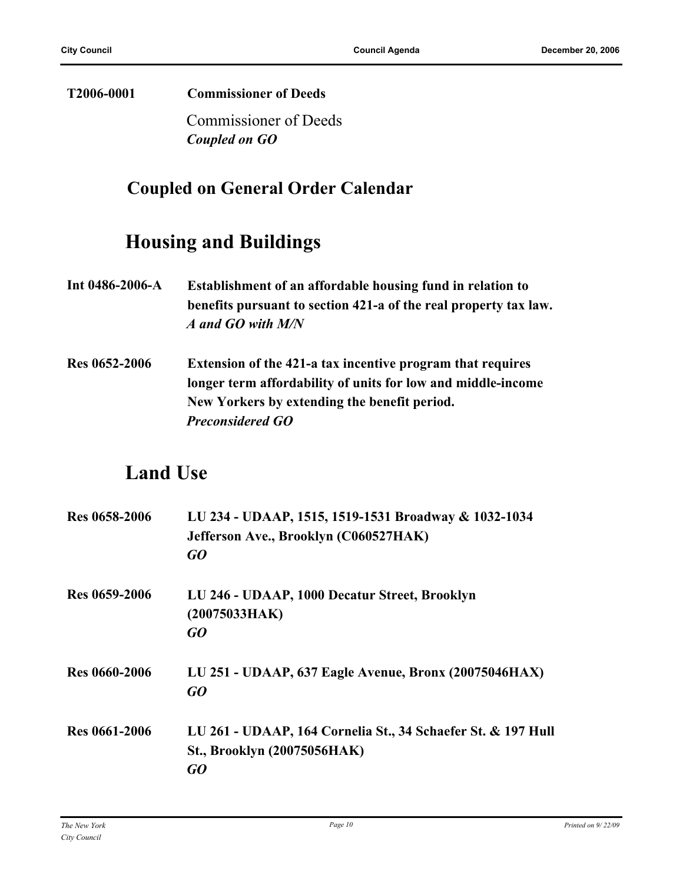**T2006-0001** **Commissioner of Deeds**

Commissioner of Deeds
***Coupled on GO***

## Coupled on General Order Calendar

## Housing and Buildings

**Int 0486-2006-A** **Establishment of an affordable housing fund in relation to benefits pursuant to section 421-a of the real property tax law.**
***A and GO with M/N***

**Res 0652-2006** **Extension of the 421-a tax incentive program that requires longer term affordability of units for low and middle-income New Yorkers by extending the benefit period.**
***Preconsidered GO***

## Land Use

**Res 0658-2006** **LU 234 - UDAAP, 1515, 1519-1531 Broadway & 1032-1034 Jefferson Ave., Brooklyn (C060527HAK)**
***GO***

**Res 0659-2006** **LU 246 - UDAAP, 1000 Decatur Street, Brooklyn (20075033HAK)**
***GO***

**Res 0660-2006** **LU 251 - UDAAP, 637 Eagle Avenue, Bronx (20075046HAX)**
***GO***

**Res 0661-2006** **LU 261 - UDAAP, 164 Cornelia St., 34 Schaefer St. & 197 Hull St., Brooklyn (20075056HAK)**
***GO***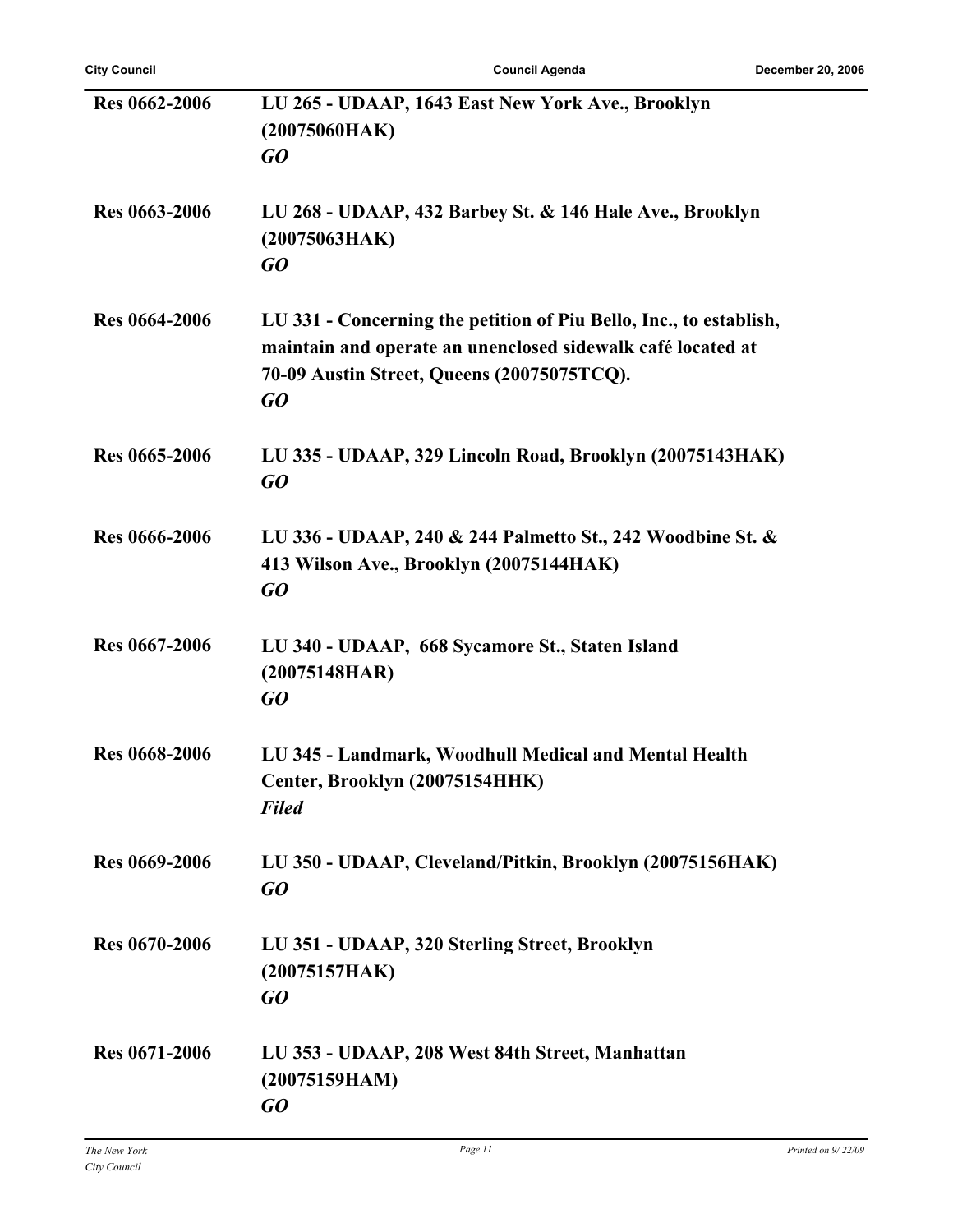**Res 0662-2006** **LU 265 - UDAAP, 1643 East New York Ave., Brooklyn (20075060HAK)**
***GO***

**Res 0663-2006** **LU 268 - UDAAP, 432 Barbey St. & 146 Hale Ave., Brooklyn (20075063HAK)**
***GO***

**Res 0664-2006** **LU 331 - Concerning the petition of Piu Bello, Inc., to establish, maintain and operate an unenclosed sidewalk café located at 70-09 Austin Street, Queens (20075075TCQ).**
***GO***

**Res 0665-2006** **LU 335 - UDAAP, 329 Lincoln Road, Brooklyn (20075143HAK)**
***GO***

**Res 0666-2006** **LU 336 - UDAAP, 240 & 244 Palmetto St., 242 Woodbine St. & 413 Wilson Ave., Brooklyn (20075144HAK)**
***GO***

**Res 0667-2006** **LU 340 - UDAAP, 668 Sycamore St., Staten Island (20075148HAR)**
***GO***

**Res 0668-2006** **LU 345 - Landmark, Woodhull Medical and Mental Health Center, Brooklyn (20075154HHK)**
***Filed***

**Res 0669-2006** **LU 350 - UDAAP, Cleveland/Pitkin, Brooklyn (20075156HAK)**
***GO***

**Res 0670-2006** **LU 351 - UDAAP, 320 Sterling Street, Brooklyn (20075157HAK)**
***GO***

**Res 0671-2006** **LU 353 - UDAAP, 208 West 84th Street, Manhattan (20075159HAM)**
***GO***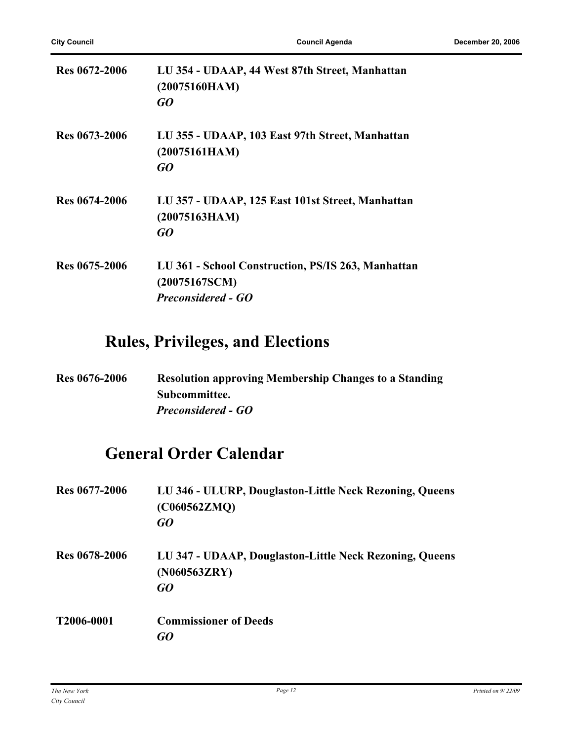**Res 0672-2006** **LU 354 - UDAAP, 44 West 87th Street, Manhattan (20075160HAM)**
***GO***

**Res 0673-2006** **LU 355 - UDAAP, 103 East 97th Street, Manhattan (20075161HAM)**
***GO***

**Res 0674-2006** **LU 357 - UDAAP, 125 East 101st Street, Manhattan (20075163HAM)**
***GO***

**Res 0675-2006** **LU 361 - School Construction, PS/IS 263, Manhattan (20075167SCM)**
***Preconsidered - GO***

## Rules, Privileges, and Elections

**Res 0676-2006** **Resolution approving Membership Changes to a Standing Subcommittee.**
***Preconsidered - GO***

## General Order Calendar

**Res 0677-2006** **LU 346 - ULURP, Douglaston-Little Neck Rezoning, Queens (C060562ZMQ)**
***GO***

**Res 0678-2006** **LU 347 - UDAAP, Douglaston-Little Neck Rezoning, Queens (N060563ZRY)**
***GO***

**T2006-0001** **Commissioner of Deeds**
***GO***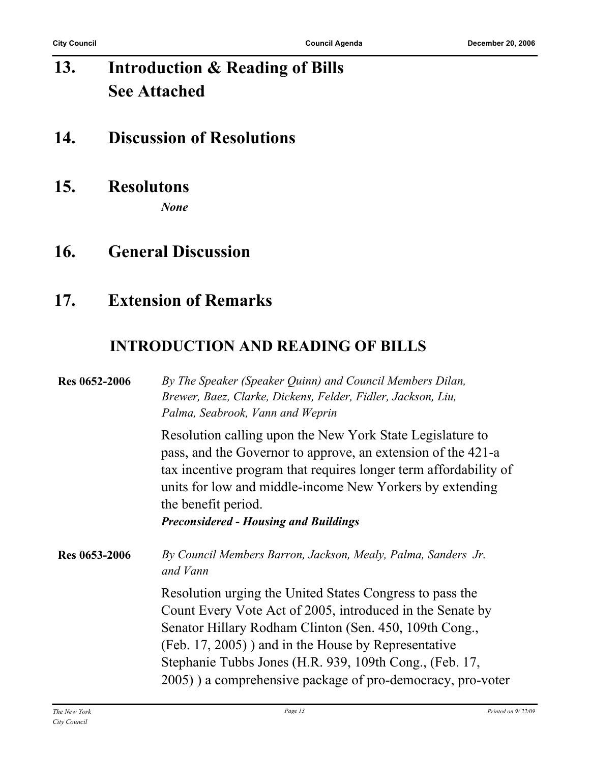## 13. Introduction & Reading of Bills
## See Attached

## 14. Discussion of Resolutions

## 15. Resolutons

*None*

## 16. General Discussion

## 17. Extension of Remarks

### INTRODUCTION AND READING OF BILLS

**Res 0652-2006**

*By The Speaker (Speaker Quinn) and Council Members Dilan, Brewer, Baez, Clarke, Dickens, Felder, Fidler, Jackson, Liu, Palma, Seabrook, Vann and Weprin*

Resolution calling upon the New York State Legislature to pass, and the Governor to approve, an extension of the 421-a tax incentive program that requires longer term affordability of units for low and middle-income New Yorkers by extending the benefit period.

***Preconsidered - Housing and Buildings***

**Res 0653-2006**

*By Council Members Barron, Jackson, Mealy, Palma, Sanders Jr. and Vann*

Resolution urging the United States Congress to pass the Count Every Vote Act of 2005, introduced in the Senate by Senator Hillary Rodham Clinton (Sen. 450, 109th Cong., (Feb. 17, 2005) ) and in the House by Representative Stephanie Tubbs Jones (H.R. 939, 109th Cong., (Feb. 17, 2005) ) a comprehensive package of pro-democracy, pro-voter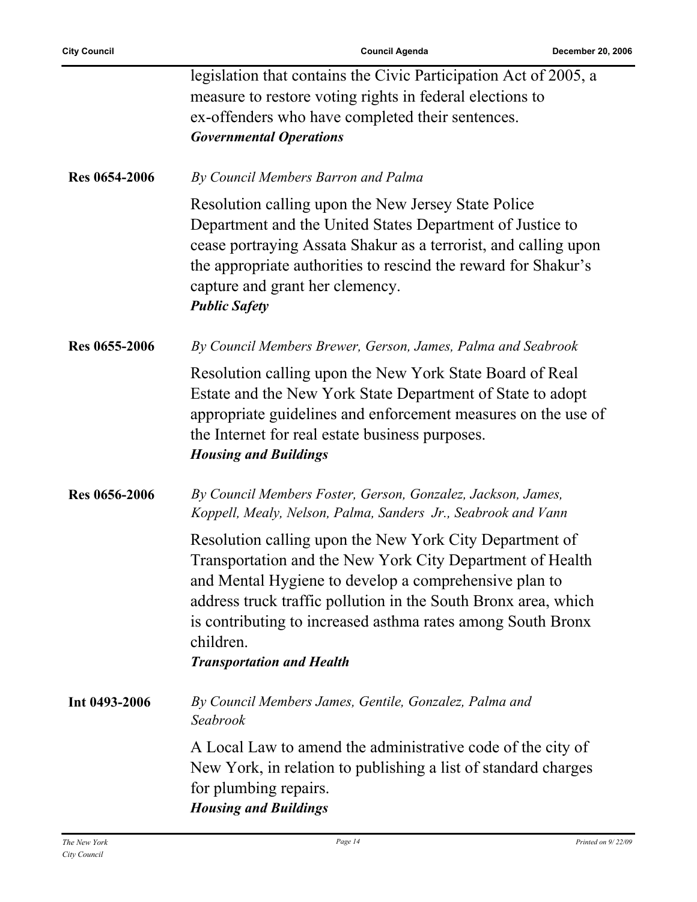legislation that contains the Civic Participation Act of 2005, a measure to restore voting rights in federal elections to ex-offenders who have completed their sentences.
***Governmental Operations***

**Res 0654-2006** *By Council Members Barron and Palma*

Resolution calling upon the New Jersey State Police Department and the United States Department of Justice to cease portraying Assata Shakur as a terrorist, and calling upon the appropriate authorities to rescind the reward for Shakur's capture and grant her clemency.
***Public Safety***

**Res 0655-2006** *By Council Members Brewer, Gerson, James, Palma and Seabrook*

Resolution calling upon the New York State Board of Real Estate and the New York State Department of State to adopt appropriate guidelines and enforcement measures on the use of the Internet for real estate business purposes.
***Housing and Buildings***

**Res 0656-2006** *By Council Members Foster, Gerson, Gonzalez, Jackson, James, Koppell, Mealy, Nelson, Palma, Sanders Jr., Seabrook and Vann*

Resolution calling upon the New York City Department of Transportation and the New York City Department of Health and Mental Hygiene to develop a comprehensive plan to address truck traffic pollution in the South Bronx area, which is contributing to increased asthma rates among South Bronx children.
***Transportation and Health***

**Int 0493-2006** *By Council Members James, Gentile, Gonzalez, Palma and Seabrook*

A Local Law to amend the administrative code of the city of New York, in relation to publishing a list of standard charges for plumbing repairs.
***Housing and Buildings***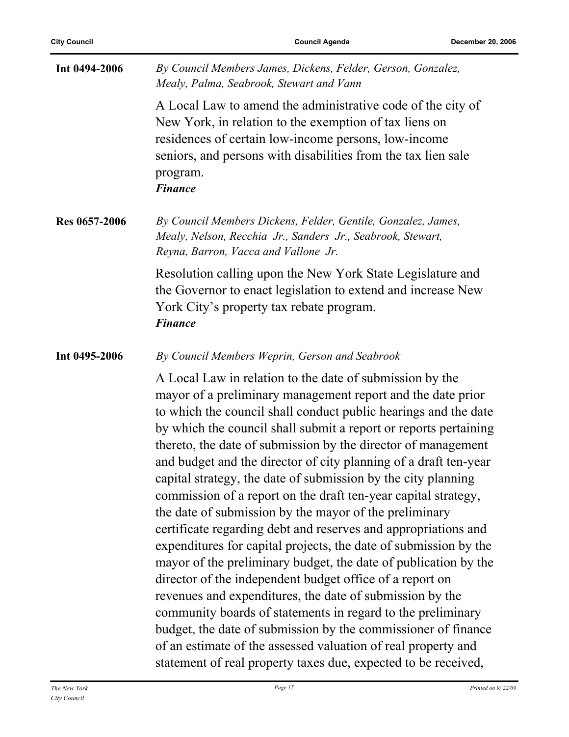**Int 0494-2006**

*By Council Members James, Dickens, Felder, Gerson, Gonzalez, Mealy, Palma, Seabrook, Stewart and Vann*

A Local Law to amend the administrative code of the city of New York, in relation to the exemption of tax liens on residences of certain low-income persons, low-income seniors, and persons with disabilities from the tax lien sale program.
***Finance***

**Res 0657-2006**

*By Council Members Dickens, Felder, Gentile, Gonzalez, James, Mealy, Nelson, Recchia Jr., Sanders Jr., Seabrook, Stewart, Reyna, Barron, Vacca and Vallone Jr.*

Resolution calling upon the New York State Legislature and the Governor to enact legislation to extend and increase New York City's property tax rebate program.
***Finance***

**Int 0495-2006**

*By Council Members Weprin, Gerson and Seabrook*

A Local Law in relation to the date of submission by the mayor of a preliminary management report and the date prior to which the council shall conduct public hearings and the date by which the council shall submit a report or reports pertaining thereto, the date of submission by the director of management and budget and the director of city planning of a draft ten-year capital strategy, the date of submission by the city planning commission of a report on the draft ten-year capital strategy, the date of submission by the mayor of the preliminary certificate regarding debt and reserves and appropriations and expenditures for capital projects, the date of submission by the mayor of the preliminary budget, the date of publication by the director of the independent budget office of a report on revenues and expenditures, the date of submission by the community boards of statements in regard to the preliminary budget, the date of submission by the commissioner of finance of an estimate of the assessed valuation of real property and statement of real property taxes due, expected to be received,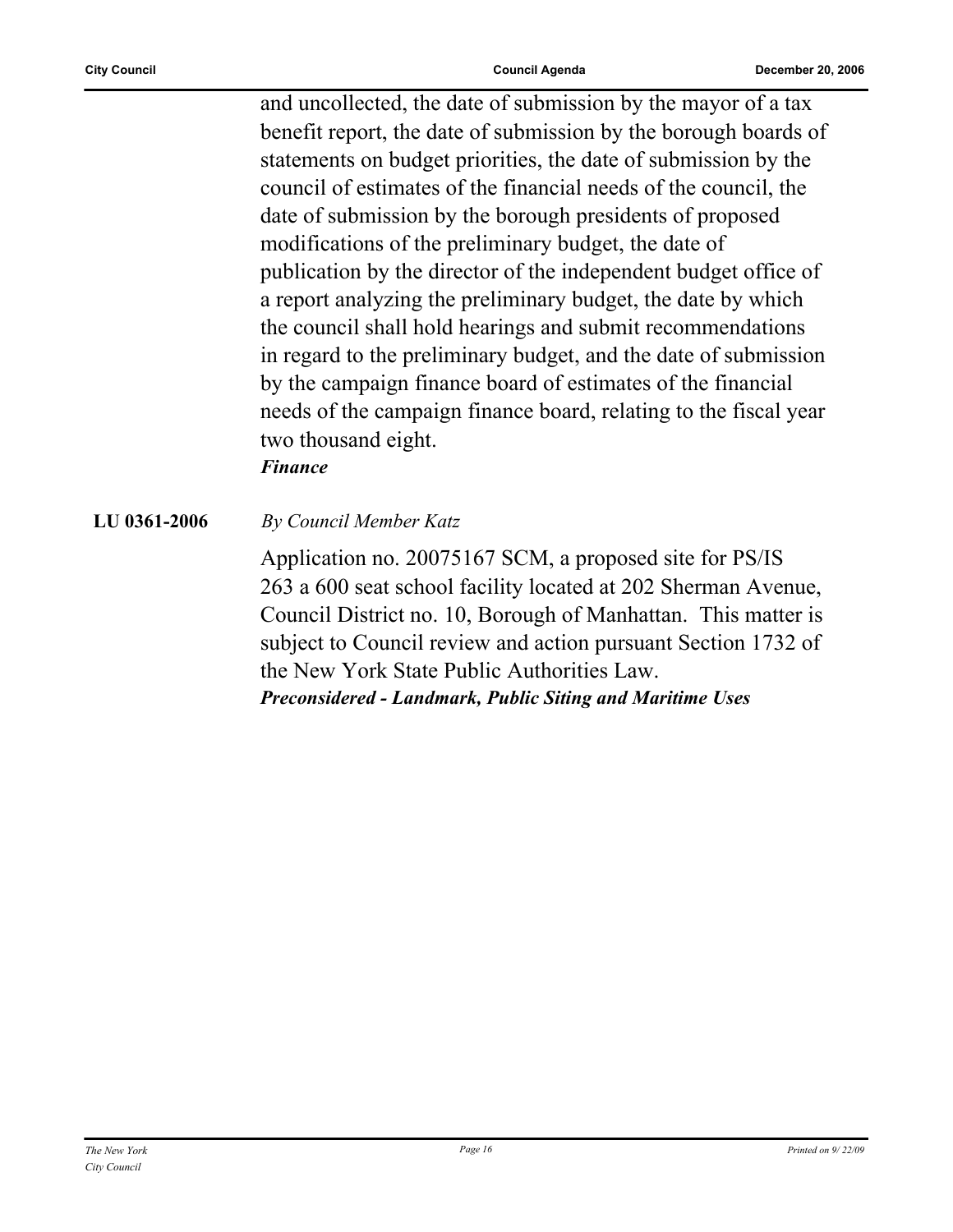and uncollected, the date of submission by the mayor of a tax benefit report, the date of submission by the borough boards of statements on budget priorities, the date of submission by the council of estimates of the financial needs of the council, the date of submission by the borough presidents of proposed modifications of the preliminary budget, the date of publication by the director of the independent budget office of a report analyzing the preliminary budget, the date by which the council shall hold hearings and submit recommendations in regard to the preliminary budget, and the date of submission by the campaign finance board of estimates of the financial needs of the campaign finance board, relating to the fiscal year two thousand eight.

***Finance***

**LU 0361-2006** *By Council Member Katz*

Application no. 20075167 SCM, a proposed site for PS/IS 263 a 600 seat school facility located at 202 Sherman Avenue, Council District no. 10, Borough of Manhattan. This matter is subject to Council review and action pursuant Section 1732 of the New York State Public Authorities Law.

***Preconsidered - Landmark, Public Siting and Maritime Uses***